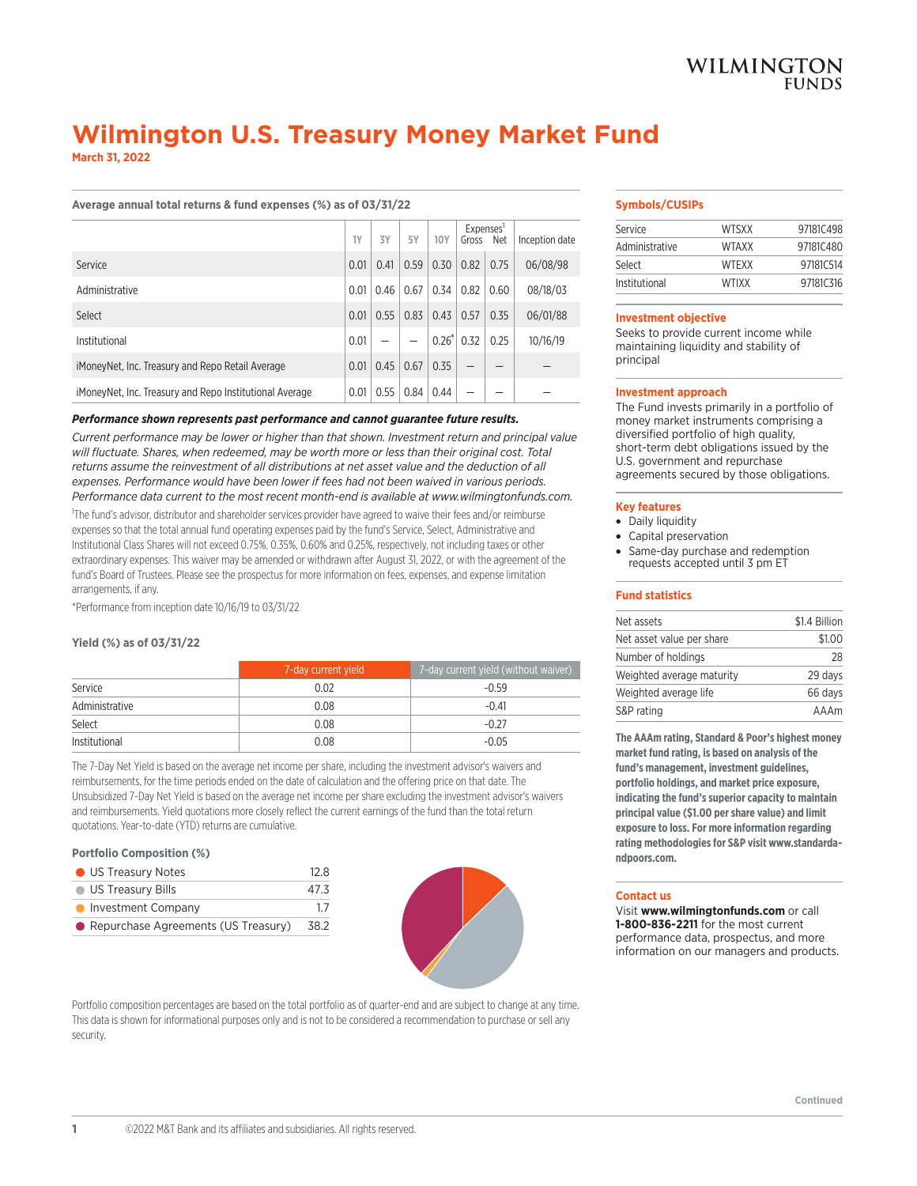WILMINGTON FUNDS

# Wilmington U.S. Treasury Money Market Fund

**March 31, 2022**

### Average annual total returns & fund expenses (%) as of 03/31/22

| | 1Y | 3Y | 5Y | 10Y | Expenses[1] Gross | Expenses[1] Net | Inception date |
|---|---|---|---|---|---|---|---|
| Service | 0.01 | 0.41 | 0.59 | 0.30 | 0.82 | 0.75 | 06/08/98 |
| Administrative | 0.01 | 0.46 | 0.67 | 0.34 | 0.82 | 0.60 | 08/18/03 |
| Select | 0.01 | 0.55 | 0.83 | 0.43 | 0.57 | 0.35 | 06/01/88 |
| Institutional | 0.01 | — | — | 0.26* | 0.32 | 0.25 | 10/16/19 |
| iMoneyNet, Inc. Treasury and Repo Retail Average | 0.01 | 0.45 | 0.67 | 0.35 | — | — | — |
| iMoneyNet, Inc. Treasury and Repo Institutional Average | 0.01 | 0.55 | 0.84 | 0.44 | — | — | — |

***Performance shown represents past performance and cannot guarantee future results.***

*Current performance may be lower or higher than that shown. Investment return and principal value will fluctuate. Shares, when redeemed, may be worth more or less than their original cost. Total returns assume the reinvestment of all distributions at net asset value and the deduction of all expenses. Performance would have been lower if fees had not been waived in various periods. Performance data current to the most recent month-end is available at www.wilmingtonfunds.com.*

[1]The fund's advisor, distributor and shareholder services provider have agreed to waive their fees and/or reimburse expenses so that the total annual fund operating expenses paid by the fund's Service, Select, Administrative and Institutional Class Shares will not exceed 0.75%, 0.35%, 0.60% and 0.25%, respectively, not including taxes or other extraordinary expenses. This waiver may be amended or withdrawn after August 31, 2022, or with the agreement of the fund's Board of Trustees. Please see the prospectus for more information on fees, expenses, and expense limitation arrangements, if any.

*Performance from inception date 10/16/19 to 03/31/22

### Yield (%) as of 03/31/22

| | 7-day current yield | 7-day current yield (without waiver) |
|---|---|---|
| Service | 0.02 | -0.59 |
| Administrative | 0.08 | -0.41 |
| Select | 0.08 | -0.27 |
| Institutional | 0.08 | -0.05 |

The 7-Day Net Yield is based on the average net income per share, including the investment advisor's waivers and reimbursements, for the time periods ended on the date of calculation and the offering price on that date. The Unsubsidized 7-Day Net Yield is based on the average net income per share excluding the investment advisor's waivers and reimbursements. Yield quotations more closely reflect the current earnings of the fund than the total return quotations. Year-to-date (YTD) returns are cumulative.

### Portfolio Composition (%)

| | |
|---|---|
| US Treasury Notes | 12.8 |
| US Treasury Bills | 47.3 |
| Investment Company | 1.7 |
| Repurchase Agreements (US Treasury) | 38.2 |

Portfolio composition percentages are based on the total portfolio as of quarter-end and are subject to change at any time. This data is shown for informational purposes only and is not to be considered a recommendation to purchase or sell any security.

### Symbols/CUSIPs

| | | |
|---|---|---|
| Service | WTSXX | 97181C498 |
| Administrative | WTAXX | 97181C480 |
| Select | WTEXX | 97181C514 |
| Institutional | WTIXX | 97181C316 |

### Investment objective

Seeks to provide current income while maintaining liquidity and stability of principal

### Investment approach

The Fund invests primarily in a portfolio of money market instruments comprising a diversified portfolio of high quality, short-term debt obligations issued by the U.S. government and repurchase agreements secured by those obligations.

### Key features

- Daily liquidity
- Capital preservation
- Same-day purchase and redemption requests accepted until 3 pm ET

### Fund statistics

| | |
|---|---|
| Net assets | $1.4 Billion |
| Net asset value per share | $1.00 |
| Number of holdings | 28 |
| Weighted average maturity | 29 days |
| Weighted average life | 66 days |
| S&P rating | AAAm |

**The AAAm rating, Standard & Poor's highest money market fund rating, is based on analysis of the fund's management, investment guidelines, portfolio holdings, and market price exposure, indicating the fund's superior capacity to maintain principal value ($1.00 per share value) and limit exposure to loss. For more information regarding rating methodologies for S&P visit www.standardandpoors.com.**

### Contact us

Visit **www.wilmingtonfunds.com** or call **1-800-836-2211** for the most current performance data, prospectus, and more information on our managers and products.

Continued

©2022 M&T Bank and its affiliates and subsidiaries. All rights reserved.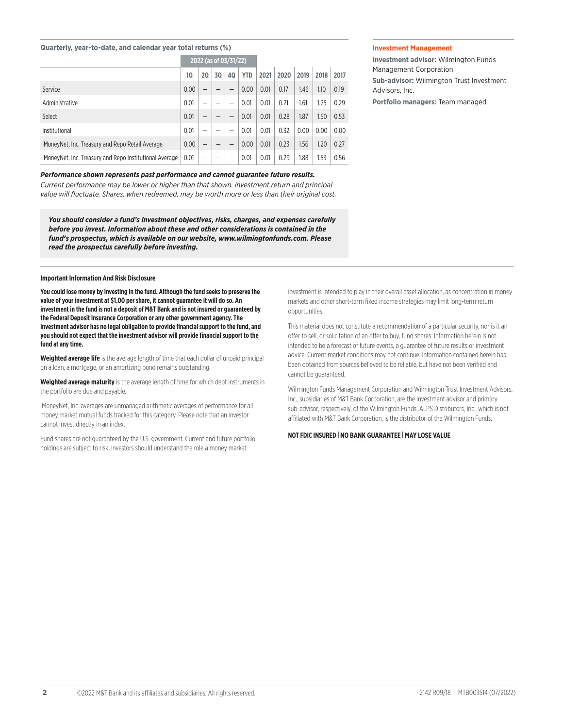**Quarterly, year-to-date, and calendar year total returns (%)**

| | 2022 (as of 03/31/22) | | | | | | | | | |
|---|---|---|---|---|---|---|---|---|---|---|
| | 1Q | 2Q | 3Q | 4Q | YTD | 2021 | 2020 | 2019 | 2018 | 2017 |
| Service | 0.00 | — | — | — | 0.00 | 0.01 | 0.17 | 1.46 | 1.10 | 0.19 |
| Administrative | 0.01 | — | — | — | 0.01 | 0.01 | 0.21 | 1.61 | 1.25 | 0.29 |
| Select | 0.01 | — | — | — | 0.01 | 0.01 | 0.28 | 1.87 | 1.50 | 0.53 |
| Institutional | 0.01 | — | — | — | 0.01 | 0.01 | 0.32 | 0.00 | 0.00 | 0.00 |
| iMoneyNet, Inc. Treasury and Repo Retail Average | 0.00 | — | — | — | 0.00 | 0.01 | 0.23 | 1.56 | 1.20 | 0.27 |
| iMoneyNet, Inc. Treasury and Repo Institutional Average | 0.01 | — | — | — | 0.01 | 0.01 | 0.29 | 1.88 | 1.53 | 0.56 |

***Performance shown represents past performance and cannot guarantee future results.***
*Current performance may be lower or higher than that shown. Investment return and principal value will fluctuate. Shares, when redeemed, may be worth more or less than their original cost.*

***You should consider a fund's investment objectives, risks, charges, and expenses carefully before you invest. Information about these and other considerations is contained in the fund's prospectus, which is available on our website, www.wilmingtonfunds.com. Please read the prospectus carefully before investing.***

**Investment Management**

**Investment advisor:** Wilmington Funds Management Corporation

**Sub-advisor:** Wilmington Trust Investment Advisors, Inc.

**Portfolio managers:** Team managed

**Important Information And Risk Disclosure**

**You could lose money by investing in the fund. Although the fund seeks to preserve the value of your investment at $1.00 per share, it cannot guarantee it will do so. An investment in the fund is not a deposit of M&T Bank and is not insured or guaranteed by the Federal Deposit Insurance Corporation or any other government agency. The investment advisor has no legal obligation to provide financial support to the fund, and you should not expect that the investment advisor will provide financial support to the fund at any time.**

**Weighted average life** is the average length of time that each dollar of unpaid principal on a loan, a mortgage, or an amortizing bond remains outstanding.

**Weighted average maturity** is the average length of time for which debt instruments in the portfolio are due and payable.

iMoneyNet, Inc. averages are unmanaged arithmetic averages of performance for all money market mutual funds tracked for this category. Please note that an investor cannot invest directly in an index.

Fund shares are not guaranteed by the U.S. government. Current and future portfolio holdings are subject to risk. Investors should understand the role a money market investment is intended to play in their overall asset allocation, as concentration in money markets and other short-term fixed income strategies may limit long-term return opportunities.

This material does not constitute a recommendation of a particular security, nor is it an offer to sell, or solicitation of an offer to buy, fund shares. Information herein is not intended to be a forecast of future events, a guarantee of future results or investment advice. Current market conditions may not continue. Information contained herein has been obtained from sources believed to be reliable, but have not been verified and cannot be guaranteed.

Wilmington Funds Management Corporation and Wilmington Trust Investment Advisors, Inc., subsidiaries of M&T Bank Corporation, are the investment advisor and primary sub-advisor, respectively, of the Wilmington Funds. ALPS Distributors, Inc., which is not affiliated with M&T Bank Corporation, is the distributor of the Wilmington Funds.

**NOT FDIC INSURED | NO BANK GUARANTEE | MAY LOSE VALUE**

©2022 M&T Bank and its affiliates and subsidiaries. All rights reserved.

2142 R09/18 MTB003514 (07/2022)